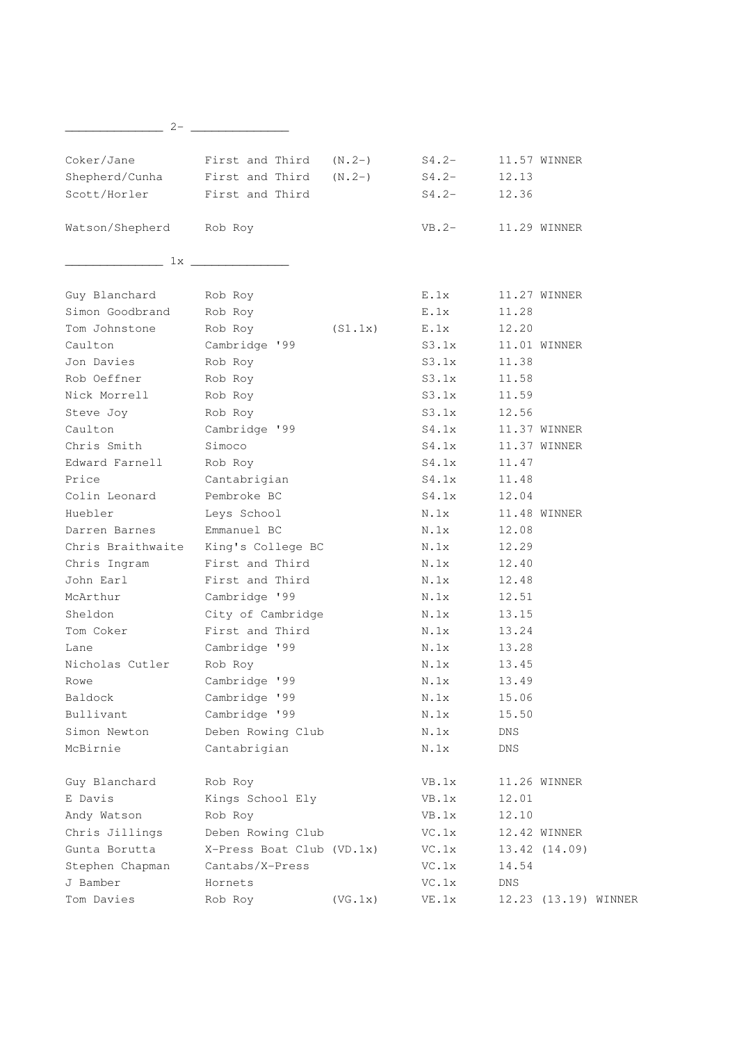## 2-

| Name | Club | | Category | Time |
|---|---|---|---|---|
| Coker/Jane | First and Third | (N.2-) | S4.2- | 11.57 WINNER |
| Shepherd/Cunha | First and Third | (N.2-) | S4.2- | 12.13 |
| Scott/Horler | First and Third | | S4.2- | 12.36 |
| Watson/Shepherd | Rob Roy | | VB.2- | 11.29 WINNER |

## 1x

| Name | Club | | Category | Time |
|---|---|---|---|---|
| Guy Blanchard | Rob Roy | | E.1x | 11.27 WINNER |
| Simon Goodbrand | Rob Roy | | E.1x | 11.28 |
| Tom Johnstone | Rob Roy | (S1.1x) | E.1x | 12.20 |
| Caulton | Cambridge '99 | | S3.1x | 11.01 WINNER |
| Jon Davies | Rob Roy | | S3.1x | 11.38 |
| Rob Oeffner | Rob Roy | | S3.1x | 11.58 |
| Nick Morrell | Rob Roy | | S3.1x | 11.59 |
| Steve Joy | Rob Roy | | S3.1x | 12.56 |
| Caulton | Cambridge '99 | | S4.1x | 11.37 WINNER |
| Chris Smith | Simoco | | S4.1x | 11.37 WINNER |
| Edward Farnell | Rob Roy | | S4.1x | 11.47 |
| Price | Cantabrigian | | S4.1x | 11.48 |
| Colin Leonard | Pembroke BC | | S4.1x | 12.04 |
| Huebler | Leys School | | N.1x | 11.48 WINNER |
| Darren Barnes | Emmanuel BC | | N.1x | 12.08 |
| Chris Braithwaite | King's College BC | | N.1x | 12.29 |
| Chris Ingram | First and Third | | N.1x | 12.40 |
| John Earl | First and Third | | N.1x | 12.48 |
| McArthur | Cambridge '99 | | N.1x | 12.51 |
| Sheldon | City of Cambridge | | N.1x | 13.15 |
| Tom Coker | First and Third | | N.1x | 13.24 |
| Lane | Cambridge '99 | | N.1x | 13.28 |
| Nicholas Cutler | Rob Roy | | N.1x | 13.45 |
| Rowe | Cambridge '99 | | N.1x | 13.49 |
| Baldock | Cambridge '99 | | N.1x | 15.06 |
| Bullivant | Cambridge '99 | | N.1x | 15.50 |
| Simon Newton | Deben Rowing Club | | N.1x | DNS |
| McBirnie | Cantabrigian | | N.1x | DNS |
| Guy Blanchard | Rob Roy | | VB.1x | 11.26 WINNER |
| E Davis | Kings School Ely | | VB.1x | 12.01 |
| Andy Watson | Rob Roy | | VB.1x | 12.10 |
| Chris Jillings | Deben Rowing Club | | VC.1x | 12.42 WINNER |
| Gunta Borutta | X-Press Boat Club | (VD.1x) | VC.1x | 13.42 (14.09) |
| Stephen Chapman | Cantabs/X-Press | | VC.1x | 14.54 |
| J Bamber | Hornets | | VC.1x | DNS |
| Tom Davies | Rob Roy | (VG.1x) | VE.1x | 12.23 (13.19) WINNER |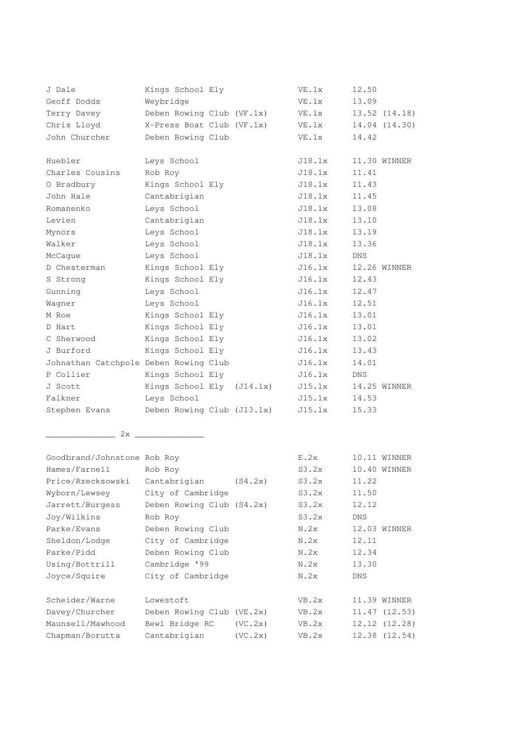| Name | Club | Category (entered) | Event | Time |
|---|---|---|---|---|
| J Dale | Kings School Ely | | VE.1x | 12.50 |
| Geoff Dodds | Weybridge | | VE.1x | 13.09 |
| Terry Davey | Deben Rowing Club | (VF.1x) | VE.1x | 13.52 (14.18) |
| Chris Lloyd | X-Press Boat Club | (VF.1x) | VE.1x | 14.04 (14.30) |
| John Churcher | Deben Rowing Club | | VE.1x | 14.42 |
| | | | | |
| Huebler | Leys School | | J18.1x | 11.30 WINNER |
| Charles Cousins | Rob Roy | | J18.1x | 11.41 |
| O Bradbury | Kings School Ely | | J18.1x | 11.43 |
| John Hale | Cantabrigian | | J18.1x | 11.45 |
| Romanenko | Leys School | | J18.1x | 13.08 |
| Levien | Cantabrigian | | J18.1x | 13.10 |
| Mynors | Leys School | | J18.1x | 13.19 |
| Walker | Leys School | | J18.1x | 13.36 |
| McCague | Leys School | | J18.1x | DNS |
| D Chesterman | Kings School Ely | | J16.1x | 12.26 WINNER |
| S Strong | Kings School Ely | | J16.1x | 12.43 |
| Gunning | Leys School | | J16.1x | 12.47 |
| Wagner | Leys School | | J16.1x | 12.51 |
| M Roe | Kings School Ely | | J16.1x | 13.01 |
| D Hart | Kings School Ely | | J16.1x | 13.01 |
| C Sherwood | Kings School Ely | | J16.1x | 13.02 |
| J Burford | Kings School Ely | | J16.1x | 13.43 |
| Johnathan Catchpole | Deben Rowing Club | | J16.1x | 14.01 |
| P Collier | Kings School Ely | | J16.1x | DNS |
| J Scott | Kings School Ely | (J14.1x) | J15.1x | 14.25 WINNER |
| Falkner | Leys School | | J15.1x | 14.53 |
| Stephen Evans | Deben Rowing Club | (J13.1x) | J15.1x | 15.33 |

## 2x

| Crew | Club | Category (entered) | Event | Time |
|---|---|---|---|---|
| Goodbrand/Johnstone | Rob Roy | | E.2x | 10.11 WINNER |
| Hames/Farnell | Rob Roy | | S3.2x | 10.40 WINNER |
| Price/Rzecksowski | Cantabrigian | (S4.2x) | S3.2x | 11.22 |
| Wyborn/Lewsey | City of Cambridge | | S3.2x | 11.50 |
| Jarrett/Burgess | Deben Rowing Club | (S4.2x) | S3.2x | 12.12 |
| Joy/Wilkins | Rob Roy | | S3.2x | DNS |
| Parke/Evans | Deben Rowing Club | | N.2x | 12.03 WINNER |
| Sheldon/Lodge | City of Cambridge | | N.2x | 12.11 |
| Parke/Pidd | Deben Rowing Club | | N.2x | 12.34 |
| Using/Bottrill | Cambridge '99 | | N.2x | 13.30 |
| Joyce/Squire | City of Cambridge | | N.2x | DNS |
| | | | | |
| Scheider/Warne | Lowestoft | | VB.2x | 11.39 WINNER |
| Davey/Churcher | Deben Rowing Club | (VE.2x) | VB.2x | 11.47 (12.53) |
| Maunsell/Mawhood | Bewl Bridge RC | (VC.2x) | VB.2x | 12.12 (12.28) |
| Chapman/Borutta | Cantabrigian | (VC.2x) | VB.2x | 12.38 (12.54) |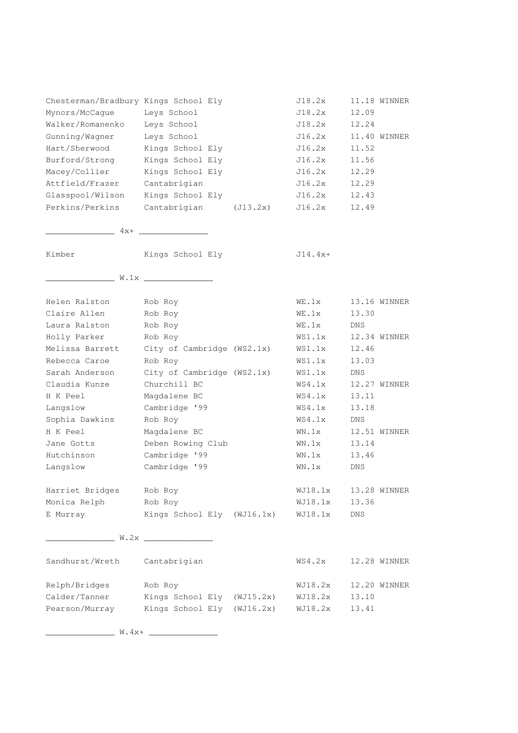| Crew | Club | Also | Event | Time | Result |
|---|---|---|---|---|---|
| Chesterman/Bradbury | Kings School Ely | | J18.2x | 11.18 | WINNER |
| Mynors/McCague | Leys School | | J18.2x | 12.09 | |
| Walker/Romanenko | Leys School | | J18.2x | 12.24 | |
| Gunning/Wagner | Leys School | | J16.2x | 11.40 | WINNER |
| Hart/Sherwood | Kings School Ely | | J16.2x | 11.52 | |
| Burford/Strong | Kings School Ely | | J16.2x | 11.56 | |
| Macey/Collier | Kings School Ely | | J16.2x | 12.29 | |
| Attfield/Frazer | Cantabrigian | | J16.2x | 12.29 | |
| Glasspool/Wilson | Kings School Ely | | J16.2x | 12.43 | |
| Perkins/Perkins | Cantabrigian | (J13.2x) | J16.2x | 12.49 | |

______________ 4x+ ______________

| Crew | Club | Also | Event | Time | Result |
|---|---|---|---|---|---|
| Kimber | Kings School Ely | | J14.4x+ | | |

______________ W.1x ______________

| Crew | Club | Also | Event | Time | Result |
|---|---|---|---|---|---|
| Helen Ralston | Rob Roy | | WE.1x | 13.16 | WINNER |
| Claire Allen | Rob Roy | | WE.1x | 13.30 | |
| Laura Ralston | Rob Roy | | WE.1x | DNS | |
| Holly Parker | Rob Roy | | WS1.1x | 12.34 | WINNER |
| Melissa Barrett | City of Cambridge | (WS2.1x) | WS1.1x | 12.46 | |
| Rebecca Caroe | Rob Roy | | WS1.1x | 13.03 | |
| Sarah Anderson | City of Cambridge | (WS2.1x) | WS1.1x | DNS | |
| Claudia Kunze | Churchill BC | | WS4.1x | 12.27 | WINNER |
| H K Peel | Magdalene BC | | WS4.1x | 13.11 | |
| Langslow | Cambridge '99 | | WS4.1x | 13.18 | |
| Sophia Dawkins | Rob Roy | | WS4.1x | DNS | |
| H K Peel | Magdalene BC | | WN.1x | 12.51 | WINNER |
| Jane Gotts | Deben Rowing Club | | WN.1x | 13.14 | |
| Hutchinson | Cambridge '99 | | WN.1x | 13.46 | |
| Langslow | Cambridge '99 | | WN.1x | DNS | |
| Harriet Bridges | Rob Roy | | WJ18.1x | 13.28 | WINNER |
| Monica Relph | Rob Roy | | WJ18.1x | 13.36 | |
| E Murray | Kings School Ely | (WJ16.1x) | WJ18.1x | DNS | |

______________ W.2x ______________

| Crew | Club | Also | Event | Time | Result |
|---|---|---|---|---|---|
| Sandhurst/Wreth | Cantabrigian | | WS4.2x | 12.28 | WINNER |
| Relph/Bridges | Rob Roy | | WJ18.2x | 12.20 | WINNER |
| Calder/Tanner | Kings School Ely | (WJ15.2x) | WJ18.2x | 13.10 | |
| Pearson/Murray | Kings School Ely | (WJ16.2x) | WJ18.2x | 13.41 | |

______________ W.4x+ ______________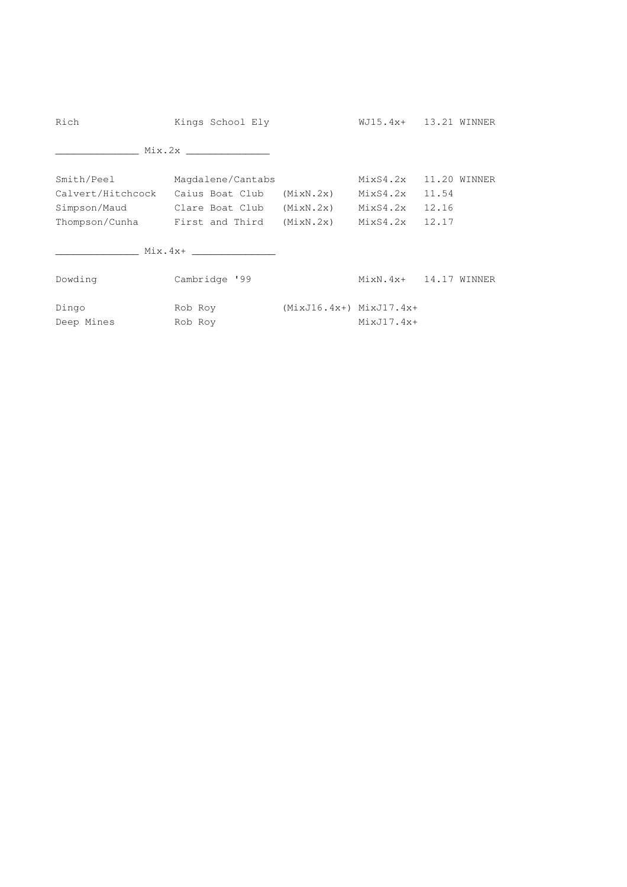| | | | | | |
|---|---|---|---|---|---|
| Rich | Kings School Ely | | WJ15.4x+ | 13.21 | WINNER |

______________ Mix.2x ______________

| | | | | | |
|---|---|---|---|---|---|
| Smith/Peel | Magdalene/Cantabs | | MixS4.2x | 11.20 | WINNER |
| Calvert/Hitchcock | Caius Boat Club | (MixN.2x) | MixS4.2x | 11.54 | |
| Simpson/Maud | Clare Boat Club | (MixN.2x) | MixS4.2x | 12.16 | |
| Thompson/Cunha | First and Third | (MixN.2x) | MixS4.2x | 12.17 | |

______________ Mix.4x+ ______________

| | | | | | |
|---|---|---|---|---|---|
| Dowding | Cambridge '99 | | MixN.4x+ | 14.17 | WINNER |
| Dingo | Rob Roy | (MixJ16.4x+) | MixJ17.4x+ | | |
| Deep Mines | Rob Roy | | MixJ17.4x+ | | |